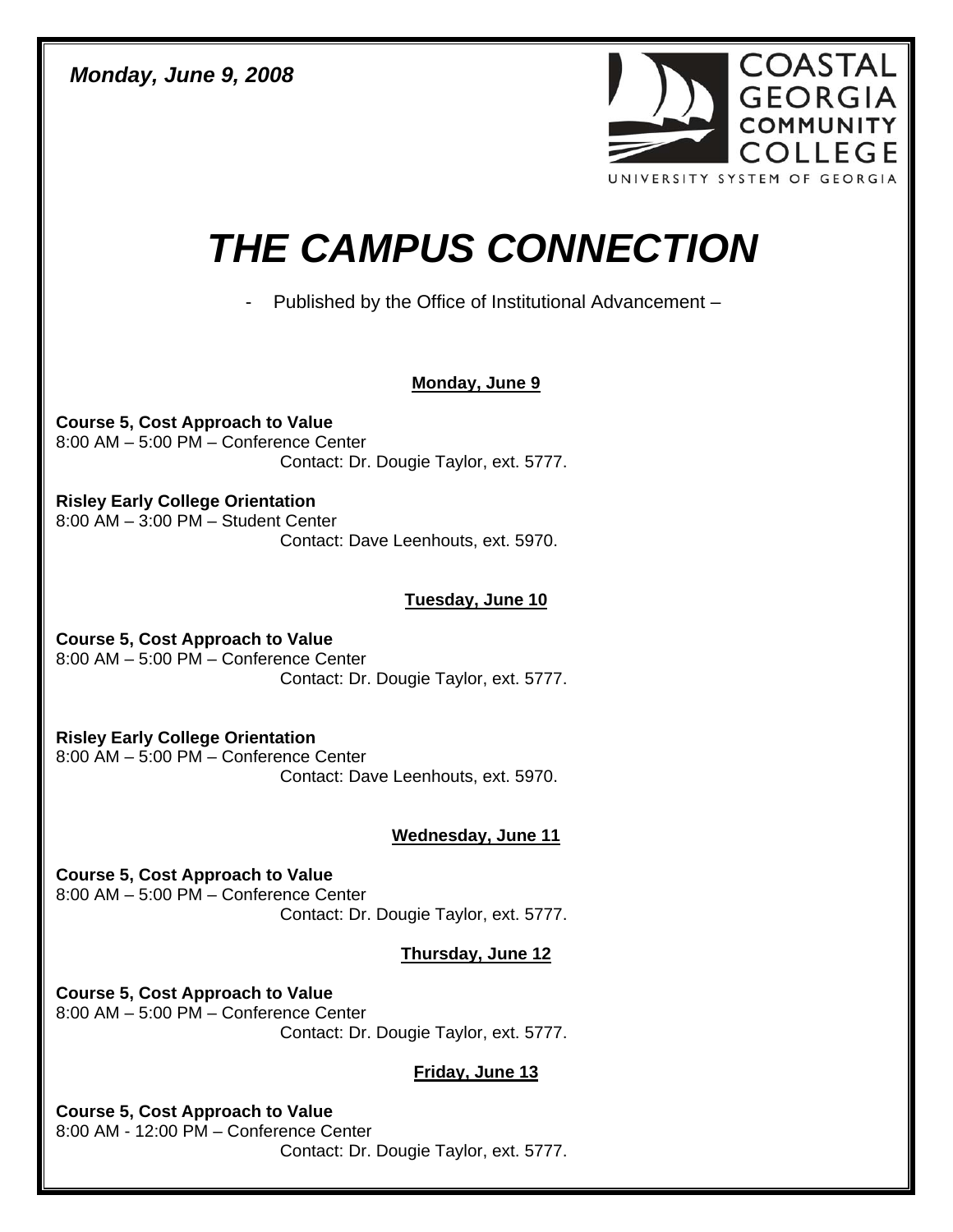*Monday, June 9, 2008*

COASTAL GEORGIA COMMUNITY COLLEGE
UNIVERSITY SYSTEM OF GEORGIA

# *THE CAMPUS CONNECTION*

- Published by the Office of Institutional Advancement –

## Monday, June 9

**Course 5, Cost Approach to Value**
8:00 AM – 5:00 PM – Conference Center
Contact: Dr. Dougie Taylor, ext. 5777.

**Risley Early College Orientation**
8:00 AM – 3:00 PM – Student Center
Contact: Dave Leenhouts, ext. 5970.

## Tuesday, June 10

**Course 5, Cost Approach to Value**
8:00 AM – 5:00 PM – Conference Center
Contact: Dr. Dougie Taylor, ext. 5777.

**Risley Early College Orientation**
8:00 AM – 5:00 PM – Conference Center
Contact: Dave Leenhouts, ext. 5970.

## Wednesday, June 11

**Course 5, Cost Approach to Value**
8:00 AM – 5:00 PM – Conference Center
Contact: Dr. Dougie Taylor, ext. 5777.

## Thursday, June 12

**Course 5, Cost Approach to Value**
8:00 AM – 5:00 PM – Conference Center
Contact: Dr. Dougie Taylor, ext. 5777.

## Friday, June 13

**Course 5, Cost Approach to Value**
8:00 AM - 12:00 PM – Conference Center
Contact: Dr. Dougie Taylor, ext. 5777.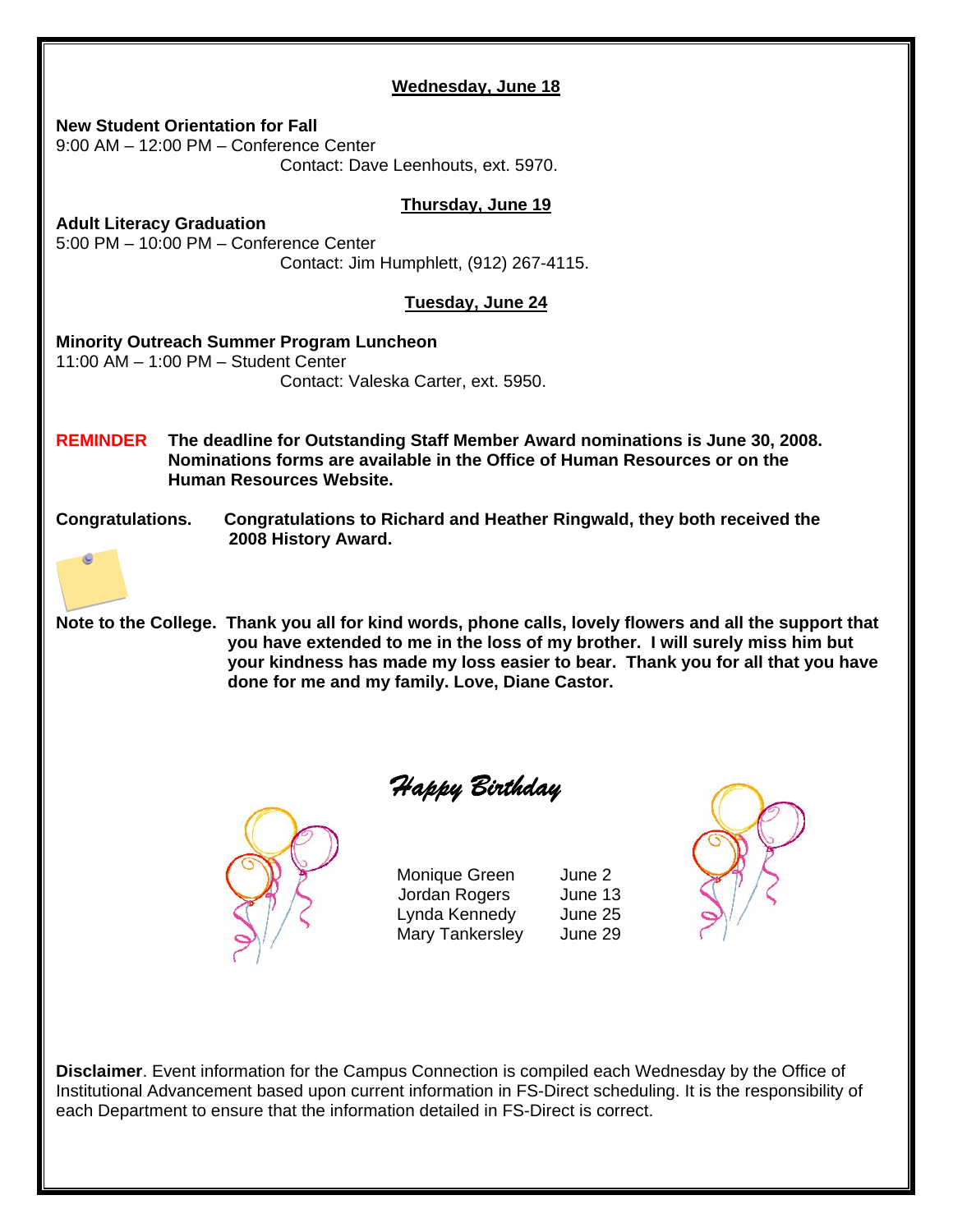**Wednesday, June 18**

**New Student Orientation for Fall**
9:00 AM – 12:00 PM – Conference Center
Contact: Dave Leenhouts, ext. 5970.

**Thursday, June 19**

**Adult Literacy Graduation**
5:00 PM – 10:00 PM – Conference Center
Contact: Jim Humphlett, (912) 267-4115.

**Tuesday, June 24**

**Minority Outreach Summer Program Luncheon**
11:00 AM – 1:00 PM – Student Center
Contact: Valeska Carter, ext. 5950.

**REMINDER** **The deadline for Outstanding Staff Member Award nominations is June 30, 2008. Nominations forms are available in the Office of Human Resources or on the Human Resources Website.**

**Congratulations.** **Congratulations to Richard and Heather Ringwald, they both received the 2008 History Award.**

**Note to the College.** **Thank you all for kind words, phone calls, lovely flowers and all the support that you have extended to me in the loss of my brother. I will surely miss him but your kindness has made my loss easier to bear. Thank you for all that you have done for me and my family. Love, Diane Castor.**

***Happy Birthday***

| | |
|---|---|
| Monique Green | June 2 |
| Jordan Rogers | June 13 |
| Lynda Kennedy | June 25 |
| Mary Tankersley | June 29 |

**Disclaimer**. Event information for the Campus Connection is compiled each Wednesday by the Office of Institutional Advancement based upon current information in FS-Direct scheduling. It is the responsibility of each Department to ensure that the information detailed in FS-Direct is correct.